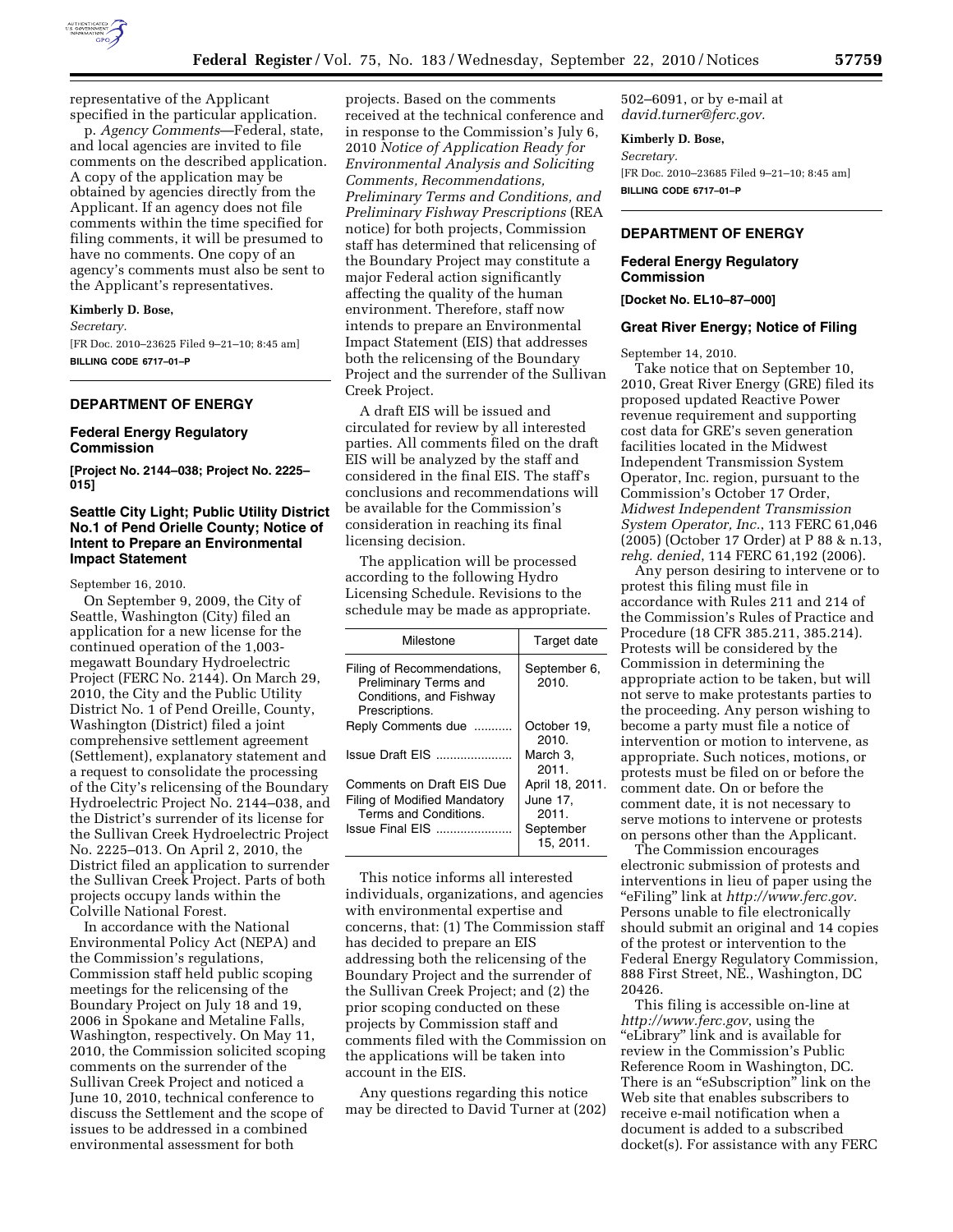representative of the Applicant specified in the particular application.

p. *Agency Comments*—Federal, state, and local agencies are invited to file comments on the described application. A copy of the application may be obtained by agencies directly from the Applicant. If an agency does not file comments within the time specified for filing comments, it will be presumed to have no comments. One copy of an agency's comments must also be sent to the Applicant's representatives.

**Kimberly D. Bose,**

*Secretary.*

[FR Doc. 2010–23625 Filed 9–21–10; 8:45 am]

**BILLING CODE 6717–01–P**

## DEPARTMENT OF ENERGY

### Federal Energy Regulatory Commission

**[Project No. 2144–038; Project No. 2225–015]**

### Seattle City Light; Public Utility District No.1 of Pend Orielle County; Notice of Intent to Prepare an Environmental Impact Statement

September 16, 2010.

On September 9, 2009, the City of Seattle, Washington (City) filed an application for a new license for the continued operation of the 1,003-megawatt Boundary Hydroelectric Project (FERC No. 2144). On March 29, 2010, the City and the Public Utility District No. 1 of Pend Oreille, County, Washington (District) filed a joint comprehensive settlement agreement (Settlement), explanatory statement and a request to consolidate the processing of the City's relicensing of the Boundary Hydroelectric Project No. 2144–038, and the District's surrender of its license for the Sullivan Creek Hydroelectric Project No. 2225–013. On April 2, 2010, the District filed an application to surrender the Sullivan Creek Project. Parts of both projects occupy lands within the Colville National Forest.

In accordance with the National Environmental Policy Act (NEPA) and the Commission's regulations, Commission staff held public scoping meetings for the relicensing of the Boundary Project on July 18 and 19, 2006 in Spokane and Metaline Falls, Washington, respectively. On May 11, 2010, the Commission solicited scoping comments on the surrender of the Sullivan Creek Project and noticed a June 10, 2010, technical conference to discuss the Settlement and the scope of issues to be addressed in a combined environmental assessment for both projects. Based on the comments received at the technical conference and in response to the Commission's July 6, 2010 *Notice of Application Ready for Environmental Analysis and Soliciting Comments, Recommendations, Preliminary Terms and Conditions, and Preliminary Fishway Prescriptions* (REA notice) for both projects, Commission staff has determined that relicensing of the Boundary Project may constitute a major Federal action significantly affecting the quality of the human environment. Therefore, staff now intends to prepare an Environmental Impact Statement (EIS) that addresses both the relicensing of the Boundary Project and the surrender of the Sullivan Creek Project.

A draft EIS will be issued and circulated for review by all interested parties. All comments filed on the draft EIS will be analyzed by the staff and considered in the final EIS. The staff's conclusions and recommendations will be available for the Commission's consideration in reaching its final licensing decision.

The application will be processed according to the following Hydro Licensing Schedule. Revisions to the schedule may be made as appropriate.

| Milestone | Target date |
|---|---|
| Filing of Recommendations, Preliminary Terms and Conditions, and Fishway Prescriptions. | September 6, 2010. |
| Reply Comments due | October 19, 2010. |
| Issue Draft EIS | March 3, 2011. |
| Comments on Draft EIS Due | April 18, 2011. |
| Filing of Modified Mandatory Terms and Conditions. | June 17, 2011. |
| Issue Final EIS | September 15, 2011. |

This notice informs all interested individuals, organizations, and agencies with environmental expertise and concerns, that: (1) The Commission staff has decided to prepare an EIS addressing both the relicensing of the Boundary Project and the surrender of the Sullivan Creek Project; and (2) the prior scoping conducted on these projects by Commission staff and comments filed with the Commission on the applications will be taken into account in the EIS.

Any questions regarding this notice may be directed to David Turner at (202) 502–6091, or by e-mail at *david.turner@ferc.gov.*

**Kimberly D. Bose,**

*Secretary.*

[FR Doc. 2010–23685 Filed 9–21–10; 8:45 am]

**BILLING CODE 6717–01–P**

## DEPARTMENT OF ENERGY

### Federal Energy Regulatory Commission

**[Docket No. EL10–87–000]**

### Great River Energy; Notice of Filing

September 14, 2010.

Take notice that on September 10, 2010, Great River Energy (GRE) filed its proposed updated Reactive Power revenue requirement and supporting cost data for GRE's seven generation facilities located in the Midwest Independent Transmission System Operator, Inc. region, pursuant to the Commission's October 17 Order, *Midwest Independent Transmission System Operator, Inc.*, 113 FERC 61,046 (2005) (October 17 Order) at P 88 & n.13, *rehg. denied*, 114 FERC 61,192 (2006).

Any person desiring to intervene or to protest this filing must file in accordance with Rules 211 and 214 of the Commission's Rules of Practice and Procedure (18 CFR 385.211, 385.214). Protests will be considered by the Commission in determining the appropriate action to be taken, but will not serve to make protestants parties to the proceeding. Any person wishing to become a party must file a notice of intervention or motion to intervene, as appropriate. Such notices, motions, or protests must be filed on or before the comment date. On or before the comment date, it is not necessary to serve motions to intervene or protests on persons other than the Applicant.

The Commission encourages electronic submission of protests and interventions in lieu of paper using the "eFiling" link at *http://www.ferc.gov.* Persons unable to file electronically should submit an original and 14 copies of the protest or intervention to the Federal Energy Regulatory Commission, 888 First Street, NE., Washington, DC 20426.

This filing is accessible on-line at *http://www.ferc.gov*, using the "eLibrary" link and is available for review in the Commission's Public Reference Room in Washington, DC. There is an "eSubscription" link on the Web site that enables subscribers to receive e-mail notification when a document is added to a subscribed docket(s). For assistance with any FERC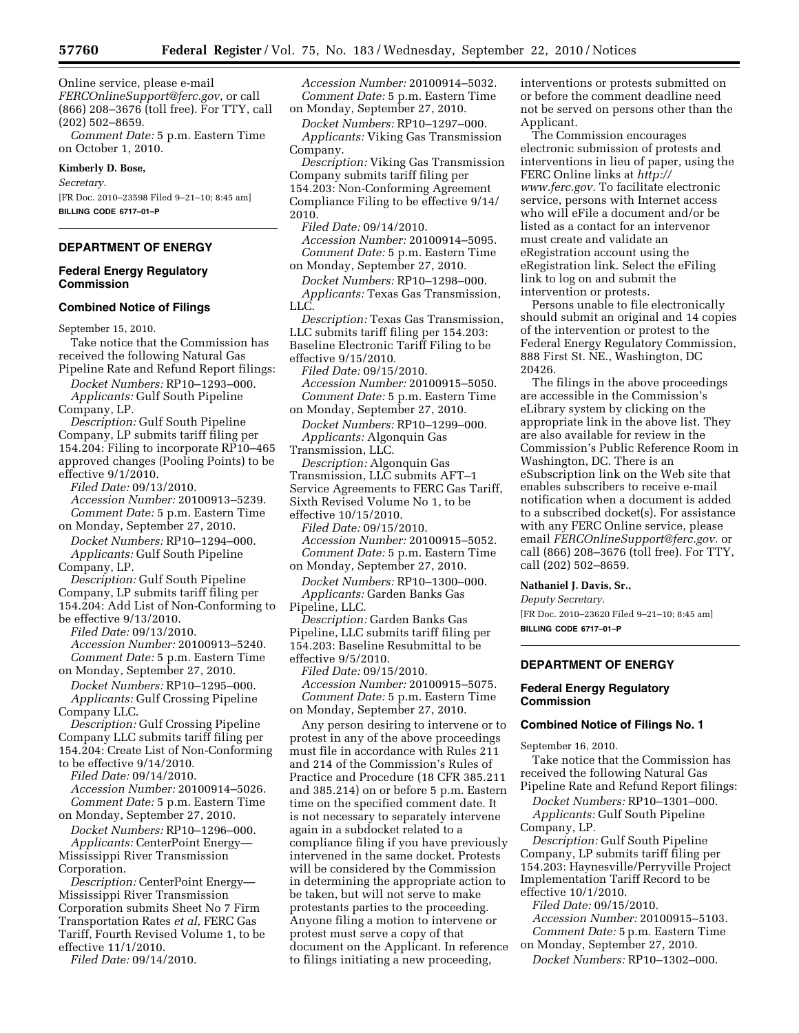Online service, please e-mail *FERCOnlineSupport@ferc.gov*, or call (866) 208–3676 (toll free). For TTY, call (202) 502–8659.

*Comment Date:* 5 p.m. Eastern Time on October 1, 2010.

**Kimberly D. Bose,**

*Secretary.*

[FR Doc. 2010–23598 Filed 9–21–10; 8:45 am]

**BILLING CODE 6717–01–P**

---

## DEPARTMENT OF ENERGY

### Federal Energy Regulatory Commission

### Combined Notice of Filings

September 15, 2010.

Take notice that the Commission has received the following Natural Gas Pipeline Rate and Refund Report filings:

*Docket Numbers:* RP10–1293–000.
*Applicants:* Gulf South Pipeline Company, LP.
*Description:* Gulf South Pipeline Company, LP submits tariff filing per 154.204: Filing to incorporate RP10–465 approved changes (Pooling Points) to be effective 9/1/2010.
*Filed Date:* 09/13/2010.
*Accession Number:* 20100913–5239.
*Comment Date:* 5 p.m. Eastern Time on Monday, September 27, 2010.

*Docket Numbers:* RP10–1294–000.
*Applicants:* Gulf South Pipeline Company, LP.
*Description:* Gulf South Pipeline Company, LP submits tariff filing per 154.204: Add List of Non-Conforming to be effective 9/13/2010.
*Filed Date:* 09/13/2010.
*Accession Number:* 20100913–5240.
*Comment Date:* 5 p.m. Eastern Time on Monday, September 27, 2010.

*Docket Numbers:* RP10–1295–000.
*Applicants:* Gulf Crossing Pipeline Company LLC.
*Description:* Gulf Crossing Pipeline Company LLC submits tariff filing per 154.204: Create List of Non-Conforming to be effective 9/14/2010.
*Filed Date:* 09/14/2010.
*Accession Number:* 20100914–5026.
*Comment Date:* 5 p.m. Eastern Time on Monday, September 27, 2010.

*Docket Numbers:* RP10–1296–000.
*Applicants:* CenterPoint Energy—Mississippi River Transmission Corporation.
*Description:* CenterPoint Energy—Mississippi River Transmission Corporation submits Sheet No 7 Firm Transportation Rates *et al,* FERC Gas Tariff, Fourth Revised Volume 1, to be effective 11/1/2010.
*Filed Date:* 09/14/2010.
*Accession Number:* 20100914–5032.
*Comment Date:* 5 p.m. Eastern Time on Monday, September 27, 2010.

*Docket Numbers:* RP10–1297–000.
*Applicants:* Viking Gas Transmission Company.
*Description:* Viking Gas Transmission Company submits tariff filing per 154.203: Non-Conforming Agreement Compliance Filing to be effective 9/14/2010.
*Filed Date:* 09/14/2010.
*Accession Number:* 20100914–5095.
*Comment Date:* 5 p.m. Eastern Time on Monday, September 27, 2010.

*Docket Numbers:* RP10–1298–000.
*Applicants:* Texas Gas Transmission, LLC.
*Description:* Texas Gas Transmission, LLC submits tariff filing per 154.203: Baseline Electronic Tariff Filing to be effective 9/15/2010.
*Filed Date:* 09/15/2010.
*Accession Number:* 20100915–5050.
*Comment Date:* 5 p.m. Eastern Time on Monday, September 27, 2010.

*Docket Numbers:* RP10–1299–000.
*Applicants:* Algonquin Gas Transmission, LLC.
*Description:* Algonquin Gas Transmission, LLC submits AFT–1 Service Agreements to FERC Gas Tariff, Sixth Revised Volume No 1, to be effective 10/15/2010.
*Filed Date:* 09/15/2010.
*Accession Number:* 20100915–5052.
*Comment Date:* 5 p.m. Eastern Time on Monday, September 27, 2010.

*Docket Numbers:* RP10–1300–000.
*Applicants:* Garden Banks Gas Pipeline, LLC.
*Description:* Garden Banks Gas Pipeline, LLC submits tariff filing per 154.203: Baseline Resubmittal to be effective 9/5/2010.
*Filed Date:* 09/15/2010.
*Accession Number:* 20100915–5075.
*Comment Date:* 5 p.m. Eastern Time on Monday, September 27, 2010.

Any person desiring to intervene or to protest in any of the above proceedings must file in accordance with Rules 211 and 214 of the Commission's Rules of Practice and Procedure (18 CFR 385.211 and 385.214) on or before 5 p.m. Eastern time on the specified comment date. It is not necessary to separately intervene again in a subdocket related to a compliance filing if you have previously intervened in the same docket. Protests will be considered by the Commission in determining the appropriate action to be taken, but will not serve to make protestants parties to the proceeding. Anyone filing a motion to intervene or protest must serve a copy of that document on the Applicant. In reference to filings initiating a new proceeding, interventions or protests submitted on or before the comment deadline need not be served on persons other than the Applicant.

The Commission encourages electronic submission of protests and interventions in lieu of paper, using the FERC Online links at *http://www.ferc.gov.* To facilitate electronic service, persons with Internet access who will eFile a document and/or be listed as a contact for an intervenor must create and validate an eRegistration account using the eRegistration link. Select the eFiling link to log on and submit the intervention or protests.

Persons unable to file electronically should submit an original and 14 copies of the intervention or protest to the Federal Energy Regulatory Commission, 888 First St. NE., Washington, DC 20426.

The filings in the above proceedings are accessible in the Commission's eLibrary system by clicking on the appropriate link in the above list. They are also available for review in the Commission's Public Reference Room in Washington, DC. There is an eSubscription link on the Web site that enables subscribers to receive e-mail notification when a document is added to a subscribed docket(s). For assistance with any FERC Online service, please email *FERCOnlineSupport@ferc.gov.* or call (866) 208–3676 (toll free). For TTY, call (202) 502–8659.

**Nathaniel J. Davis, Sr.,**

*Deputy Secretary.*

[FR Doc. 2010–23620 Filed 9–21–10; 8:45 am]

**BILLING CODE 6717–01–P**

---

## DEPARTMENT OF ENERGY

### Federal Energy Regulatory Commission

### Combined Notice of Filings No. 1

September 16, 2010.

Take notice that the Commission has received the following Natural Gas Pipeline Rate and Refund Report filings:

*Docket Numbers:* RP10–1301–000.
*Applicants:* Gulf South Pipeline Company, LP.
*Description:* Gulf South Pipeline Company, LP submits tariff filing per 154.203: Haynesville/Perryville Project Implementation Tariff Record to be effective 10/1/2010.
*Filed Date:* 09/15/2010.
*Accession Number:* 20100915–5103.
*Comment Date:* 5 p.m. Eastern Time on Monday, September 27, 2010.

*Docket Numbers:* RP10–1302–000.